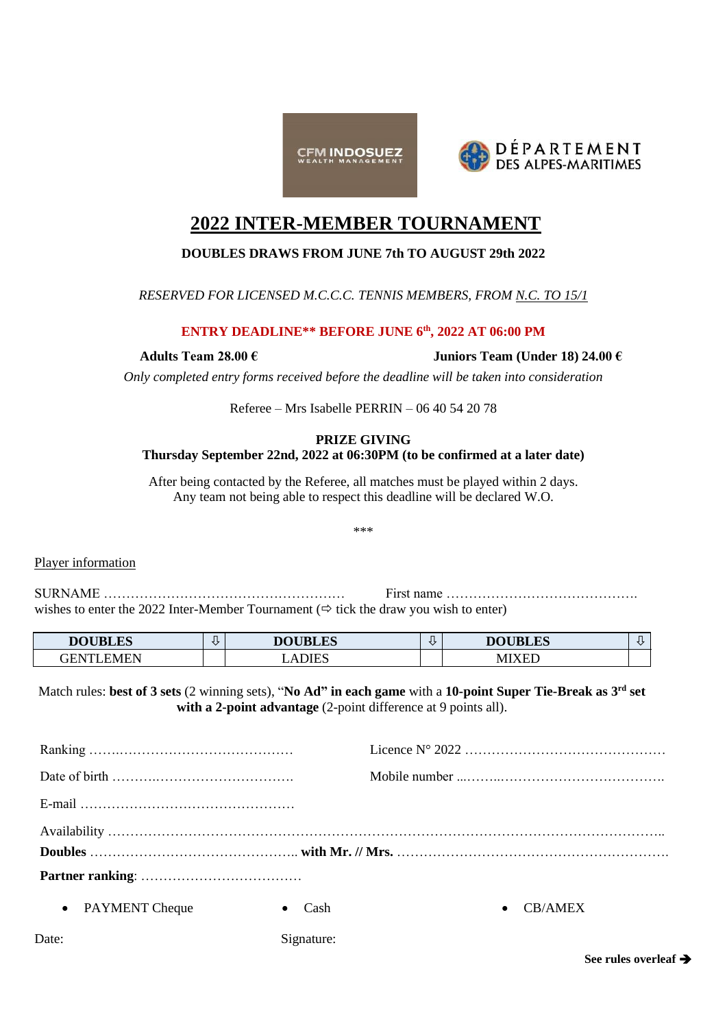CFM INDOSUEZ WEALTH MANAGEMENT

DÉPARTEMENT DES ALPES-MARITIMES

# 2022 INTER-MEMBER TOURNAMENT

**DOUBLES DRAWS FROM JUNE 7th TO AUGUST 29th 2022**

*RESERVED FOR LICENSED M.C.C.C. TENNIS MEMBERS, FROM N.C. TO 15/1*

**ENTRY DEADLINE** BEFORE JUNE 6th, 2022 AT 06:00 PM**

**Adults Team 28.00 €** **Juniors Team (Under 18) 24.00 €**

*Only completed entry forms received before the deadline will be taken into consideration*

Referee – Mrs Isabelle PERRIN – 06 40 54 20 78

**PRIZE GIVING**
**Thursday September 22nd, 2022 at 06:30PM (to be confirmed at a later date)**

After being contacted by the Referee, all matches must be played within 2 days.
Any team not being able to respect this deadline will be declared W.O.

***

Player information

SURNAME ……………………………………………… First name …………………………………….
wishes to enter the 2022 Inter-Member Tournament (⇨ tick the draw you wish to enter)

| DOUBLES | ⇩ | DOUBLES | ⇩ | DOUBLES | ⇩ |
|---|---|---|---|---|---|
| GENTLEMEN | | LADIES | | MIXED | |

Match rules: **best of 3 sets** (2 winning sets), "**No Ad" in each game** with a **10-point Super Tie-Break as 3rd set with a 2-point advantage** (2-point difference at 9 points all).

Ranking ……….…………………………… Licence N° 2022 ………………………………………

Date of birth ……….………………………. Mobile number ...……..……………………………….

E-mail …………………………………………

Availability ……………………………………………………………………………………………………..

**Doubles** ……………………………………….. **with Mr. // Mrs.** …………………………………………………….

**Partner ranking**: ………………………………

- PAYMENT Cheque
- Cash
- CB/AMEX

Date: Signature:

**See rules overleaf ➔**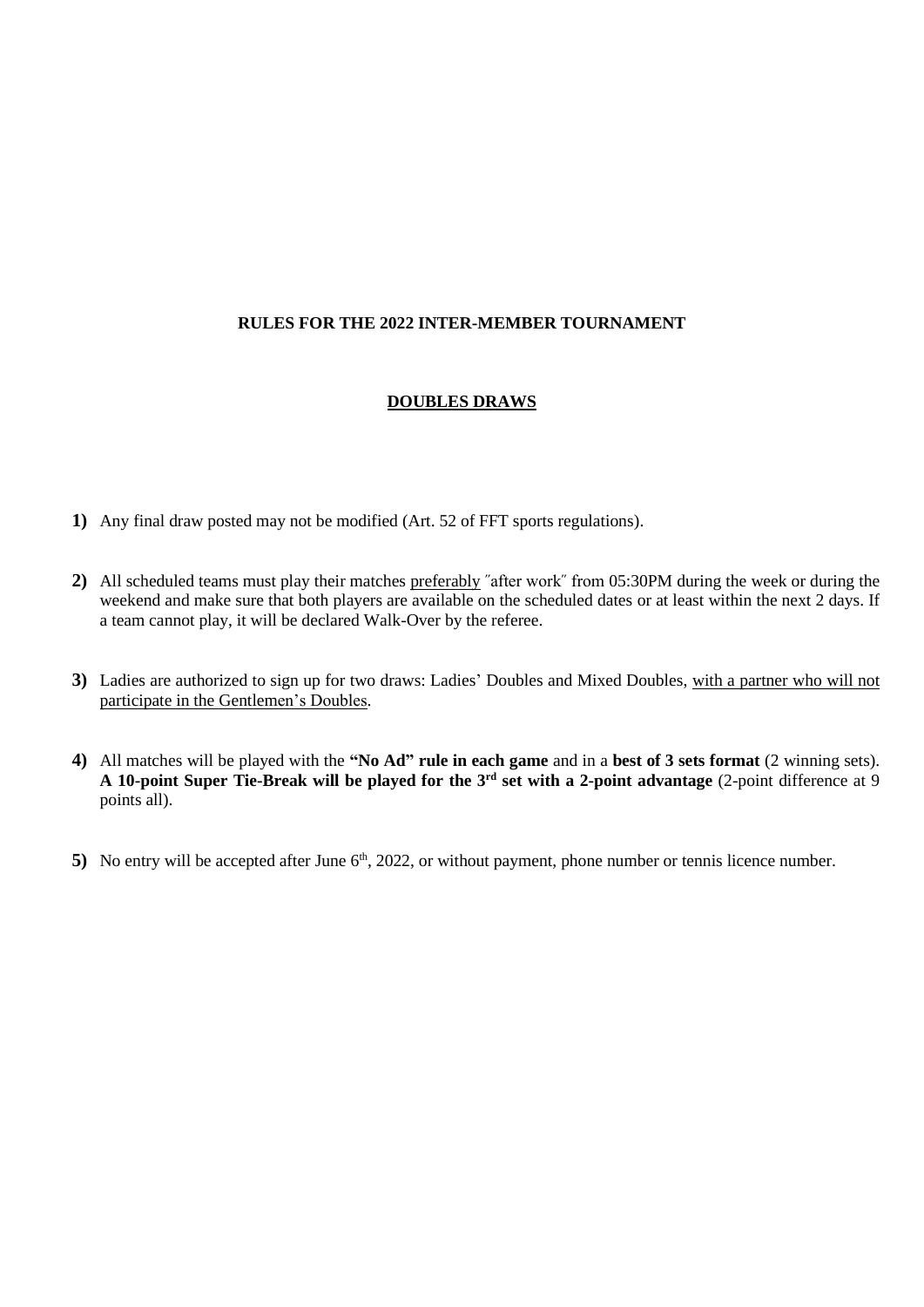**RULES FOR THE 2022 INTER-MEMBER TOURNAMENT**

**DOUBLES DRAWS**

1) Any final draw posted may not be modified (Art. 52 of FFT sports regulations).

2) All scheduled teams must play their matches preferably ″after work″ from 05:30PM during the week or during the weekend and make sure that both players are available on the scheduled dates or at least within the next 2 days. If a team cannot play, it will be declared Walk-Over by the referee.

3) Ladies are authorized to sign up for two draws: Ladies' Doubles and Mixed Doubles, with a partner who will not participate in the Gentlemen's Doubles.

4) All matches will be played with the **"No Ad" rule in each game** and in a **best of 3 sets format** (2 winning sets). **A 10-point Super Tie-Break will be played for the 3rd set with a 2-point advantage** (2-point difference at 9 points all).

5) No entry will be accepted after June 6th, 2022, or without payment, phone number or tennis licence number.